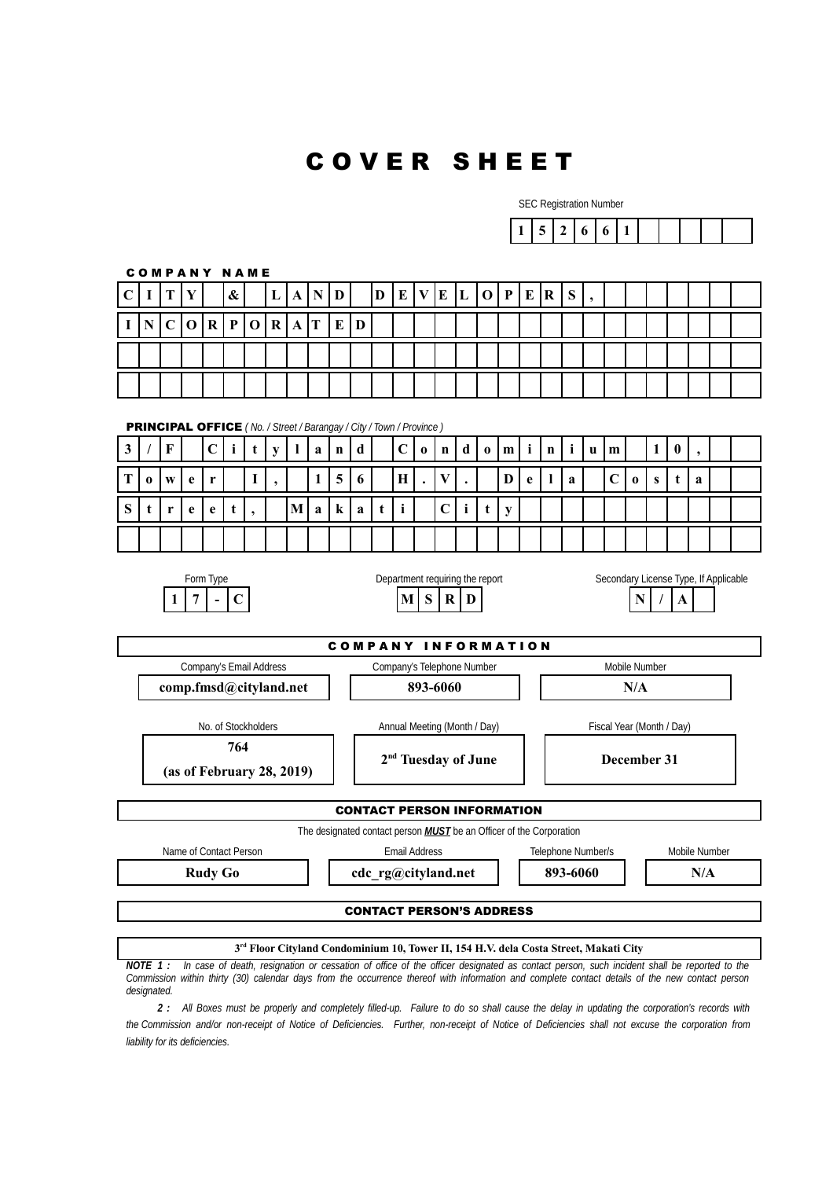# COVER SHEET

SEC Registration Number

**152661**

**COMPANY NAME**

**CITY & LAND DEVELOPERS, INCORPORATED**

**PRINCIPAL OFFICE** *( No. / Street / Barangay / City / Town / Province )*

**3/F Cityland Condominium 10, Tower I, 156 H.V. Dela Costa Street, Makati City**

| Form Type | Department requiring the report | Secondary License Type, If Applicable |
|---|---|---|
| **17-C** | **MSRD** | **N/A** |

**COMPANY INFORMATION**

| Company's Email Address | Company's Telephone Number | Mobile Number |
|---|---|---|
| **comp.fmsd@cityland.net** | **893-6060** | **N/A** |

| No. of Stockholders | Annual Meeting (Month / Day) | Fiscal Year (Month / Day) |
|---|---|---|
| **764 (as of February 28, 2019)** | **2nd Tuesday of June** | **December 31** |

**CONTACT PERSON INFORMATION**

The designated contact person ***MUST*** be an Officer of the Corporation

| Name of Contact Person | Email Address | Telephone Number/s | Mobile Number |
|---|---|---|---|
| **Rudy Go** | **cdc_rg@cityland.net** | **893-6060** | **N/A** |

**CONTACT PERSON'S ADDRESS**

**3rd Floor Cityland Condominium 10, Tower II, 154 H.V. dela Costa Street, Makati City**

***NOTE 1 :*** *In case of death, resignation or cessation of office of the officer designated as contact person, such incident shall be reported to the Commission within thirty (30) calendar days from the occurrence thereof with information and complete contact details of the new contact person designated.*

***2 :*** *All Boxes must be properly and completely filled-up. Failure to do so shall cause the delay in updating the corporation's records with the Commission and/or non-receipt of Notice of Deficiencies. Further, non-receipt of Notice of Deficiencies shall not excuse the corporation from liability for its deficiencies.*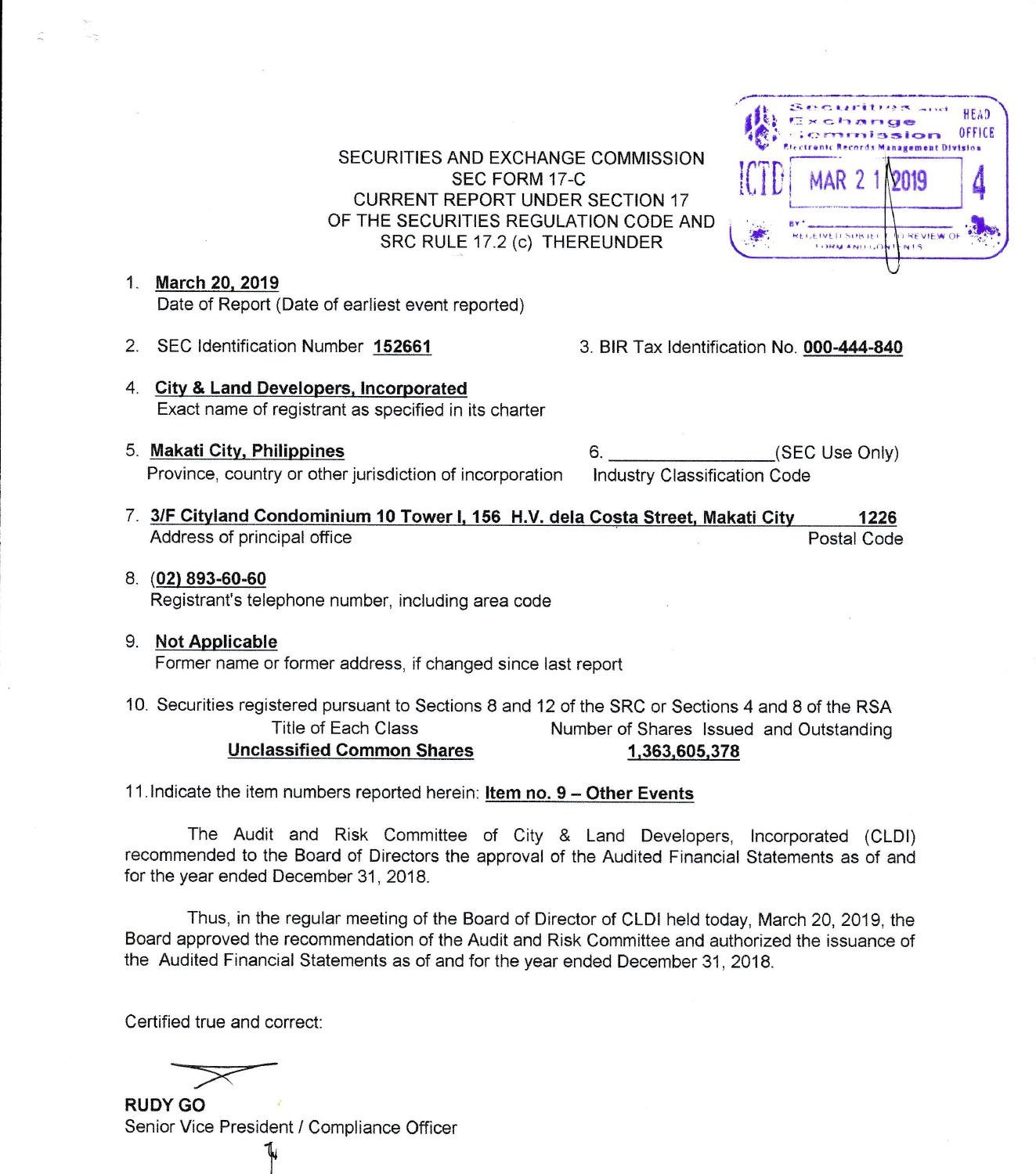SECURITIES AND EXCHANGE COMMISSION
SEC FORM 17-C
CURRENT REPORT UNDER SECTION 17
OF THE SECURITIES REGULATION CODE AND
SRC RULE 17.2 (c) THEREUNDER

Securities and Exchange Commission HEAD OFFICE
Electronic Records Management Division
ICTD MAR 21 2019 4
RECEIVED SUBJECT TO REVIEW OF FORM AND CONTENTS

1. **March 20, 2019**
   Date of Report (Date of earliest event reported)

2. SEC Identification Number **152661**

3. BIR Tax Identification No. **000-444-840**

4. **City & Land Developers, Incorporated**
   Exact name of registrant as specified in its charter

5. **Makati City, Philippines**
   Province, country or other jurisdiction of incorporation

6. ________________(SEC Use Only)
   Industry Classification Code

7. **3/F Cityland Condominium 10 Tower I, 156 H.V. dela Costa Street, Makati City** **1226**
   Address of principal office Postal Code

8. **(02) 893-60-60**
   Registrant's telephone number, including area code

9. **Not Applicable**
   Former name or former address, if changed since last report

10. Securities registered pursuant to Sections 8 and 12 of the SRC or Sections 4 and 8 of the RSA

| Title of Each Class | Number of Shares Issued and Outstanding |
|---|---|
| **Unclassified Common Shares** | **1,363,605,378** |

11. Indicate the item numbers reported herein: **Item no. 9 – Other Events**

The Audit and Risk Committee of City & Land Developers, Incorporated (CLDI) recommended to the Board of Directors the approval of the Audited Financial Statements as of and for the year ended December 31, 2018.

Thus, in the regular meeting of the Board of Director of CLDI held today, March 20, 2019, the Board approved the recommendation of the Audit and Risk Committee and authorized the issuance of the Audited Financial Statements as of and for the year ended December 31, 2018.

Certified true and correct:

**RUDY GO**
Senior Vice President / Compliance Officer